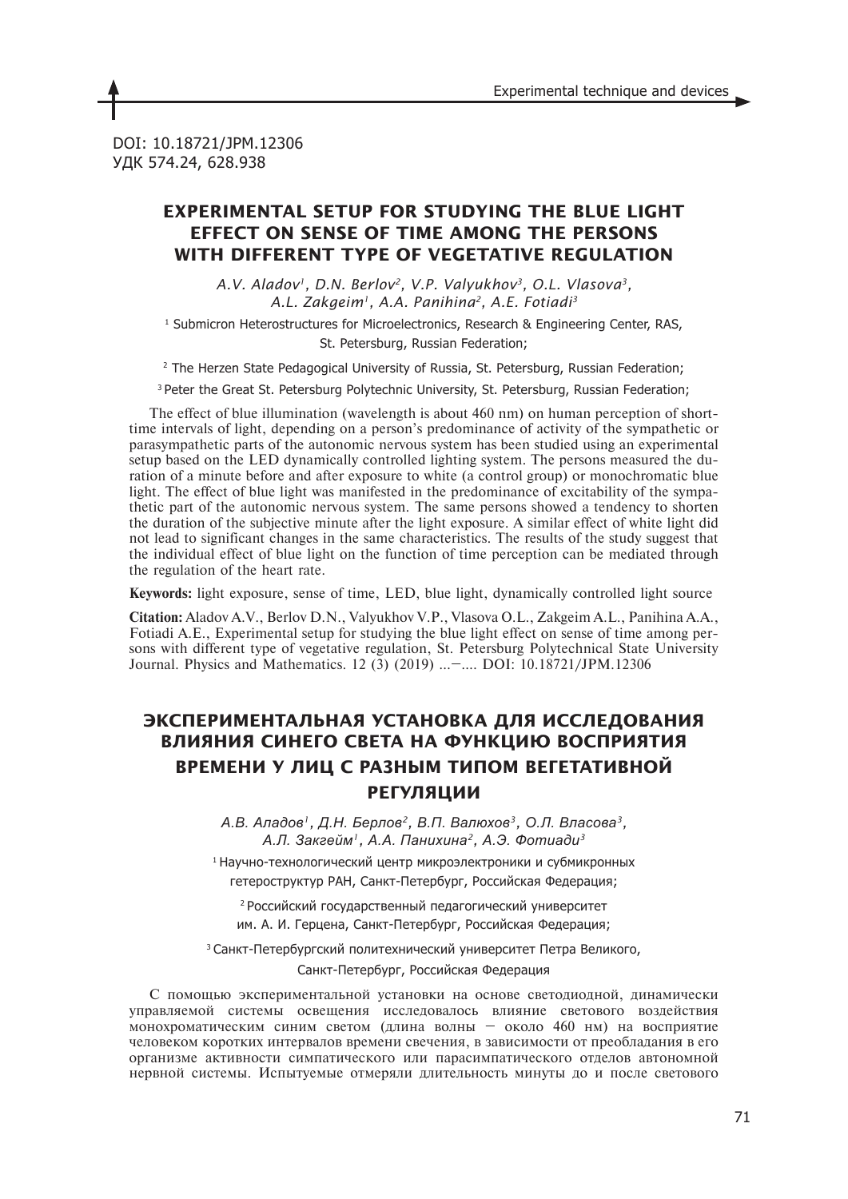DOI: 10.18721/JPM.12306
УДК 574.24, 628.938

# EXPERIMENTAL SETUP FOR STUDYING THE BLUE LIGHT EFFECT ON SENSE OF TIME AMONG THE PERSONS WITH DIFFERENT TYPE OF VEGETATIVE REGULATION

*A.V. Aladov[1], D.N. Berlov[2], V.P. Valyukhov[3], O.L. Vlasova[3], A.L. Zakgeim[1], A.A. Panihina[2], A.E. Fotiadi[3]*

[1] Submicron Heterostructures for Microelectronics, Research & Engineering Center, RAS, St. Petersburg, Russian Federation;

[2] The Herzen State Pedagogical University of Russia, St. Petersburg, Russian Federation;

[3] Peter the Great St. Petersburg Polytechnic University, St. Petersburg, Russian Federation;

The effect of blue illumination (wavelength is about 460 nm) on human perception of short-time intervals of light, depending on a person's predominance of activity of the sympathetic or parasympathetic parts of the autonomic nervous system has been studied using an experimental setup based on the LED dynamically controlled lighting system. The persons measured the duration of a minute before and after exposure to white (a control group) or monochromatic blue light. The effect of blue light was manifested in the predominance of excitability of the sympathetic part of the autonomic nervous system. The same persons showed a tendency to shorten the duration of the subjective minute after the light exposure. A similar effect of white light did not lead to significant changes in the same characteristics. The results of the study suggest that the individual effect of blue light on the function of time perception can be mediated through the regulation of the heart rate.

**Keywords:** light exposure, sense of time, LED, blue light, dynamically controlled light source

**Citation:** Aladov A.V., Berlov D.N., Valyukhov V.P., Vlasova O.L., Zakgeim A.L., Panihina A.A., Fotiadi A.E., Experimental setup for studying the blue light effect on sense of time among persons with different type of vegetative regulation, St. Petersburg Polytechnical State University Journal. Physics and Mathematics. 12 (3) (2019) ...–.... DOI: 10.18721/JPM.12306

# ЭКСПЕРИМЕНТАЛЬНАЯ УСТАНОВКА ДЛЯ ИССЛЕДОВАНИЯ ВЛИЯНИЯ СИНЕГО СВЕТА НА ФУНКЦИЮ ВОСПРИЯТИЯ ВРЕМЕНИ У ЛИЦ С РАЗНЫМ ТИПОМ ВЕГЕТАТИВНОЙ РЕГУЛЯЦИИ

*А.В. Аладов[1], Д.Н. Берлов[2], В.П. Валюхов[3], О.Л. Власова[3], А.Л. Закгейм[1], А.А. Панихина[2], А.Э. Фотиади[3]*

[1] Научно-технологический центр микроэлектроники и субмикронных гетероструктур РАН, Санкт-Петербург, Российская Федерация;

[2] Российский государственный педагогический университет им. А. И. Герцена, Санкт-Петербург, Российская Федерация;

[3] Санкт-Петербургский политехнический университет Петра Великого, Санкт-Петербург, Российская Федерация

С помощью экспериментальной установки на основе светодиодной, динамически управляемой системы освещения исследовалось влияние светового воздействия монохроматическим синим светом (длина волны – около 460 нм) на восприятие человеком коротких интервалов времени свечения, в зависимости от преобладания в его организме активности симпатического или парасимпатического отделов автономной нервной системы. Испытуемые отмеряли длительность минуты до и после светового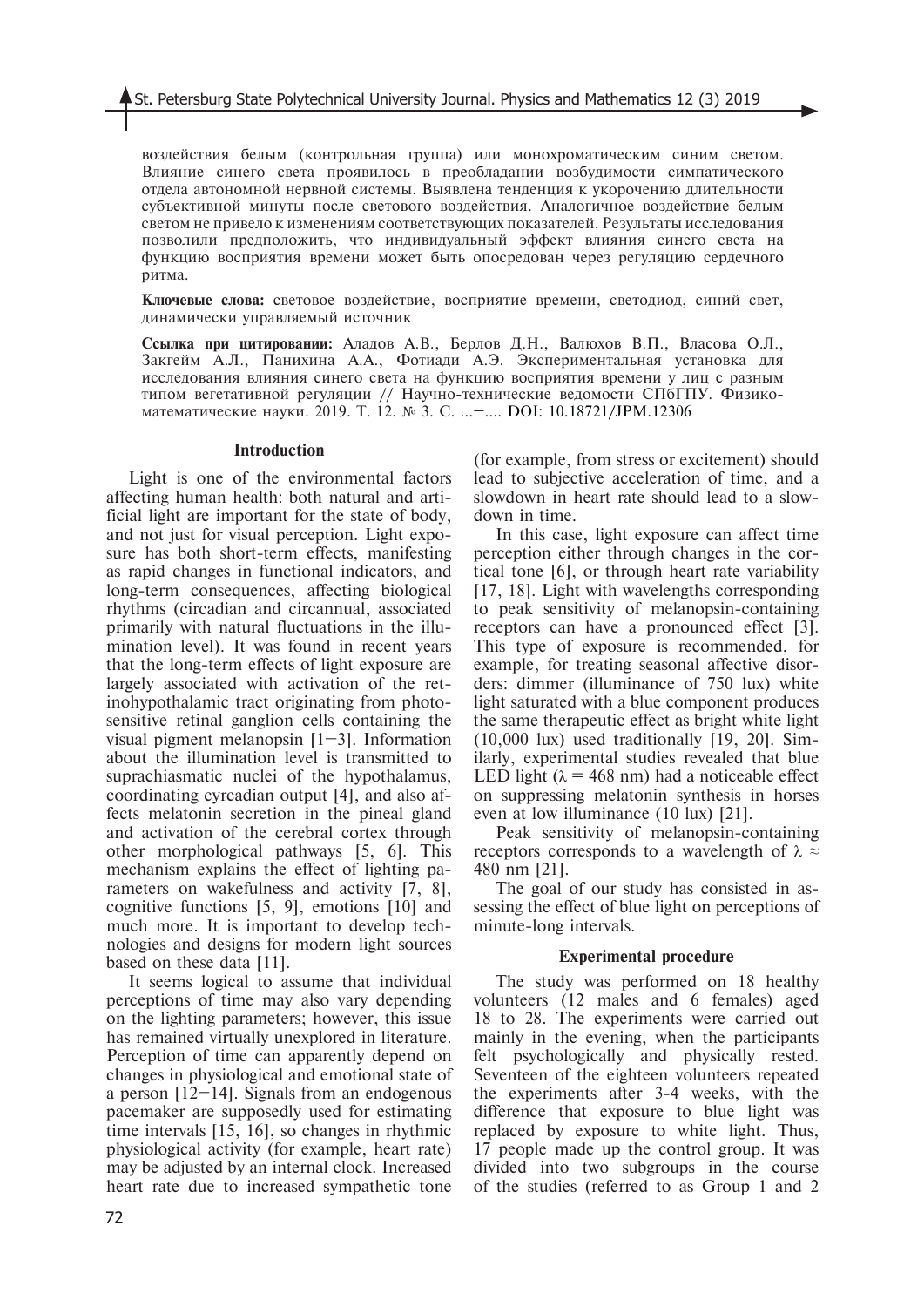воздействия белым (контрольная группа) или монохроматическим синим светом. Влияние синего света проявилось в преобладании возбудимости симпатического отдела автономной нервной системы. Выявлена тенденция к укорочению длительности субъективной минуты после светового воздействия. Аналогичное воздействие белым светом не привело к изменениям соответствующих показателей. Результаты исследования позволили предположить, что индивидуальный эффект влияния синего света на функцию восприятия времени может быть опосредован через регуляцию сердечного ритма.

**Ключевые слова:** световое воздействие, восприятие времени, светодиод, синий свет, динамически управляемый источник

**Ссылка при цитировании:** Аладов А.В., Берлов Д.Н., Валюхов В.П., Власова О.Л., Закгейм А.Л., Панихина А.А., Фотиади А.Э. Экспериментальная установка для исследования влияния синего света на функцию восприятия времени у лиц с разным типом вегетативной регуляции // Научно-технические ведомости СПбГПУ. Физико-математические науки. 2019. Т. 12. № 3. С. ...–.... DOI: 10.18721/JPM.12306

## Introduction

Light is one of the environmental factors affecting human health: both natural and artificial light are important for the state of body, and not just for visual perception. Light exposure has both short-term effects, manifesting as rapid changes in functional indicators, and long-term consequences, affecting biological rhythms (circadian and circannual, associated primarily with natural fluctuations in the illumination level). It was found in recent years that the long-term effects of light exposure are largely associated with activation of the retinohypothalamic tract originating from photosensitive retinal ganglion cells containing the visual pigment melanopsin [1–3]. Information about the illumination level is transmitted to suprachiasmatic nuclei of the hypothalamus, coordinating cyrcadian output [4], and also affects melatonin secretion in the pineal gland and activation of the cerebral cortex through other morphological pathways [5, 6]. This mechanism explains the effect of lighting parameters on wakefulness and activity [7, 8], cognitive functions [5, 9], emotions [10] and much more. It is important to develop technologies and designs for modern light sources based on these data [11].

It seems logical to assume that individual perceptions of time may also vary depending on the lighting parameters; however, this issue has remained virtually unexplored in literature. Perception of time can apparently depend on changes in physiological and emotional state of a person [12–14]. Signals from an endogenous pacemaker are supposedly used for estimating time intervals [15, 16], so changes in rhythmic physiological activity (for example, heart rate) may be adjusted by an internal clock. Increased heart rate due to increased sympathetic tone (for example, from stress or excitement) should lead to subjective acceleration of time, and a slowdown in heart rate should lead to a slowdown in time.

In this case, light exposure can affect time perception either through changes in the cortical tone [6], or through heart rate variability [17, 18]. Light with wavelengths corresponding to peak sensitivity of melanopsin-containing receptors can have a pronounced effect [3]. This type of exposure is recommended, for example, for treating seasonal affective disorders: dimmer (illuminance of 750 lux) white light saturated with a blue component produces the same therapeutic effect as bright white light (10,000 lux) used traditionally [19, 20]. Similarly, experimental studies revealed that blue LED light ($\lambda$ = 468 nm) had a noticeable effect on suppressing melatonin synthesis in horses even at low illuminance (10 lux) [21].

Peak sensitivity of melanopsin-containing receptors corresponds to a wavelength of $\lambda \approx$ 480 nm [21].

The goal of our study has consisted in assessing the effect of blue light on perceptions of minute-long intervals.

## Experimental procedure

The study was performed on 18 healthy volunteers (12 males and 6 females) aged 18 to 28. The experiments were carried out mainly in the evening, when the participants felt psychologically and physically rested. Seventeen of the eighteen volunteers repeated the experiments after 3-4 weeks, with the difference that exposure to blue light was replaced by exposure to white light. Thus, 17 people made up the control group. It was divided into two subgroups in the course of the studies (referred to as Group 1 and 2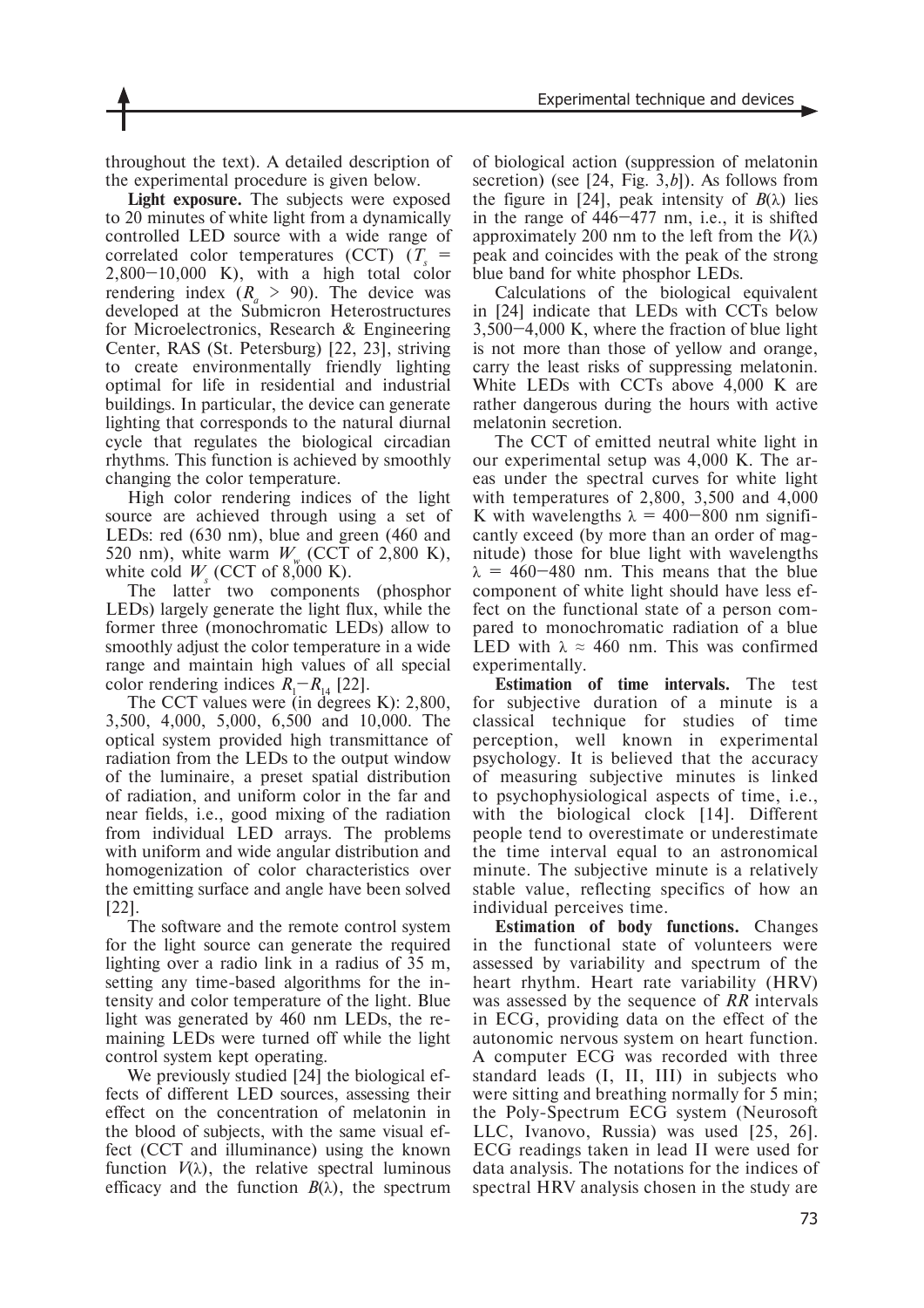throughout the text). A detailed description of the experimental procedure is given below.

**Light exposure.** The subjects were exposed to 20 minutes of white light from a dynamically controlled LED source with a wide range of correlated color temperatures (CCT) ($T_s$ = 2,800–10,000 K), with a high total color rendering index ($R_a$ > 90). The device was developed at the Submicron Heterostructures for Microelectronics, Research & Engineering Center, RAS (St. Petersburg) [22, 23], striving to create environmentally friendly lighting optimal for life in residential and industrial buildings. In particular, the device can generate lighting that corresponds to the natural diurnal cycle that regulates the biological circadian rhythms. This function is achieved by smoothly changing the color temperature.

High color rendering indices of the light source are achieved through using a set of LEDs: red (630 nm), blue and green (460 and 520 nm), white warm $W_w$ (CCT of 2,800 K), white cold $W_s$ (CCT of 8,000 K).

The latter two components (phosphor LEDs) largely generate the light flux, while the former three (monochromatic LEDs) allow to smoothly adjust the color temperature in a wide range and maintain high values of all special color rendering indices $R_1$–$R_{14}$ [22].

The CCT values were (in degrees K): 2,800, 3,500, 4,000, 5,000, 6,500 and 10,000. The optical system provided high transmittance of radiation from the LEDs to the output window of the luminaire, a preset spatial distribution of radiation, and uniform color in the far and near fields, i.e., good mixing of the radiation from individual LED arrays. The problems with uniform and wide angular distribution and homogenization of color characteristics over the emitting surface and angle have been solved [22].

The software and the remote control system for the light source can generate the required lighting over a radio link in a radius of 35 m, setting any time-based algorithms for the intensity and color temperature of the light. Blue light was generated by 460 nm LEDs, the remaining LEDs were turned off while the light control system kept operating.

We previously studied [24] the biological effects of different LED sources, assessing their effect on the concentration of melatonin in the blood of subjects, with the same visual effect (CCT and illuminance) using the known function $V(\lambda)$, the relative spectral luminous efficacy and the function $B(\lambda)$, the spectrum of biological action (suppression of melatonin secretion) (see [24, Fig. 3,*b*]). As follows from the figure in [24], peak intensity of $B(\lambda)$ lies in the range of 446–477 nm, i.e., it is shifted approximately 200 nm to the left from the $V(\lambda)$ peak and coincides with the peak of the strong blue band for white phosphor LEDs.

Calculations of the biological equivalent in [24] indicate that LEDs with CCTs below 3,500–4,000 K, where the fraction of blue light is not more than those of yellow and orange, carry the least risks of suppressing melatonin. White LEDs with CCTs above 4,000 K are rather dangerous during the hours with active melatonin secretion.

The CCT of emitted neutral white light in our experimental setup was 4,000 K. The areas under the spectral curves for white light with temperatures of 2,800, 3,500 and 4,000 K with wavelengths $\lambda$ = 400–800 nm significantly exceed (by more than an order of magnitude) those for blue light with wavelengths $\lambda$ = 460–480 nm. This means that the blue component of white light should have less effect on the functional state of a person compared to monochromatic radiation of a blue LED with $\lambda \approx 460$ nm. This was confirmed experimentally.

**Estimation of time intervals.** The test for subjective duration of a minute is a classical technique for studies of time perception, well known in experimental psychology. It is believed that the accuracy of measuring subjective minutes is linked to psychophysiological aspects of time, i.e., with the biological clock [14]. Different people tend to overestimate or underestimate the time interval equal to an astronomical minute. The subjective minute is a relatively stable value, reflecting specifics of how an individual perceives time.

**Estimation of body functions.** Changes in the functional state of volunteers were assessed by variability and spectrum of the heart rhythm. Heart rate variability (HRV) was assessed by the sequence of *RR* intervals in ECG, providing data on the effect of the autonomic nervous system on heart function. A computer ECG was recorded with three standard leads (I, II, III) in subjects who were sitting and breathing normally for 5 min; the Poly-Spectrum ECG system (Neurosoft LLC, Ivanovo, Russia) was used [25, 26]. ECG readings taken in lead II were used for data analysis. The notations for the indices of spectral HRV analysis chosen in the study are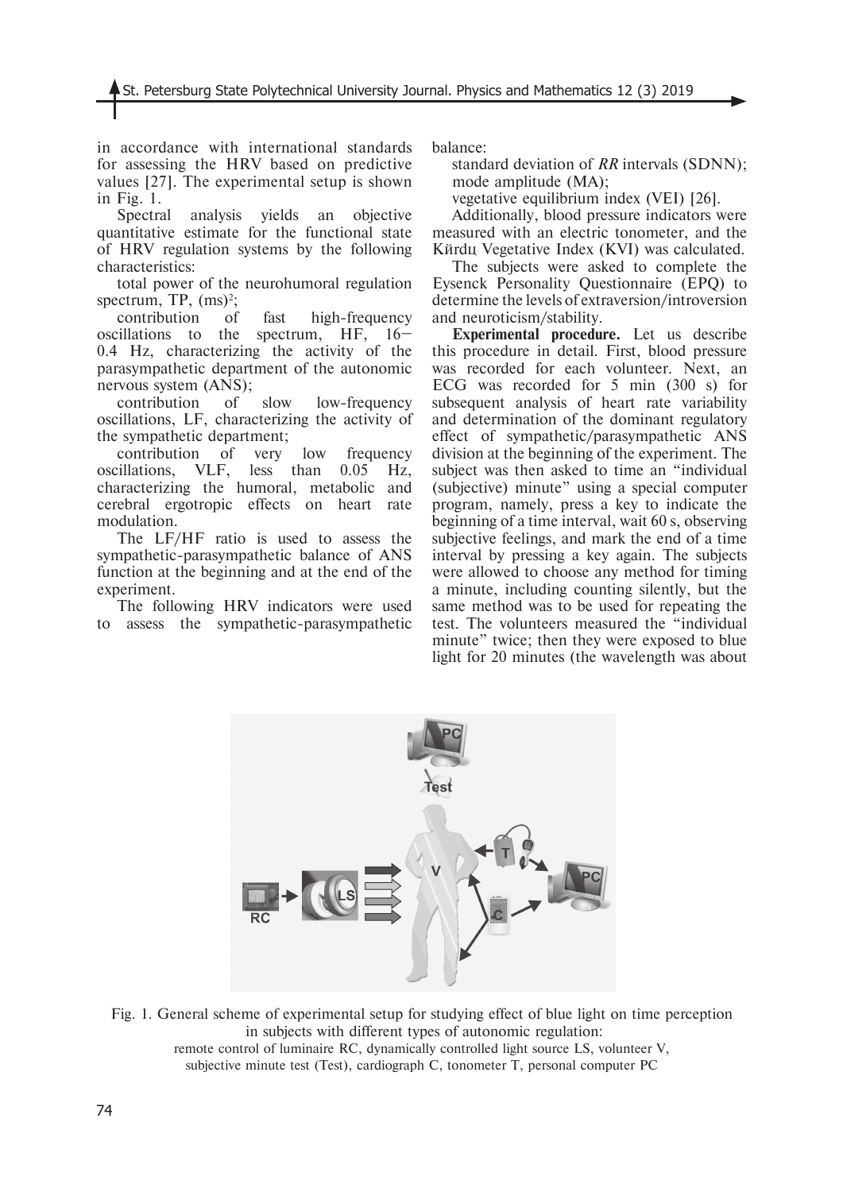in accordance with international standards for assessing the HRV based on predictive values [27]. The experimental setup is shown in Fig. 1.

Spectral analysis yields an objective quantitative estimate for the functional state of HRV regulation systems by the following characteristics:

total power of the neurohumoral regulation spectrum, TP, $(ms)^2$;

contribution of fast high-frequency oscillations to the spectrum, HF, 16–0.4 Hz, characterizing the activity of the parasympathetic department of the autonomic nervous system (ANS);

contribution of slow low-frequency oscillations, LF, characterizing the activity of the sympathetic department;

contribution of very low frequency oscillations, VLF, less than 0.05 Hz, characterizing the humoral, metabolic and cerebral ergotropic effects on heart rate modulation.

The LF/HF ratio is used to assess the sympathetic-parasympathetic balance of ANS function at the beginning and at the end of the experiment.

The following HRV indicators were used to assess the sympathetic-parasympathetic balance:

standard deviation of *RR* intervals (SDNN);

mode amplitude (MA);

vegetative equilibrium index (VEI) [26].

Additionally, blood pressure indicators were measured with an electric tonometer, and the Kйrdц Vegetative Index (KVI) was calculated.

The subjects were asked to complete the Eysenck Personality Questionnaire (EPQ) to determine the levels of extraversion/introversion and neuroticism/stability.

**Experimental procedure.** Let us describe this procedure in detail. First, blood pressure was recorded for each volunteer. Next, an ECG was recorded for 5 min (300 s) for subsequent analysis of heart rate variability and determination of the dominant regulatory effect of sympathetic/parasympathetic ANS division at the beginning of the experiment. The subject was then asked to time an "individual (subjective) minute" using a special computer program, namely, press a key to indicate the beginning of a time interval, wait 60 s, observing subjective feelings, and mark the end of a time interval by pressing a key again. The subjects were allowed to choose any method for timing a minute, including counting silently, but the same method was to be used for repeating the test. The volunteers measured the "individual minute" twice; then they were exposed to blue light for 20 minutes (the wavelength was about

Fig. 1. General scheme of experimental setup for studying effect of blue light on time perception in subjects with different types of autonomic regulation:
remote control of luminaire RC, dynamically controlled light source LS, volunteer V, subjective minute test (Test), cardiograph C, tonometer T, personal computer PC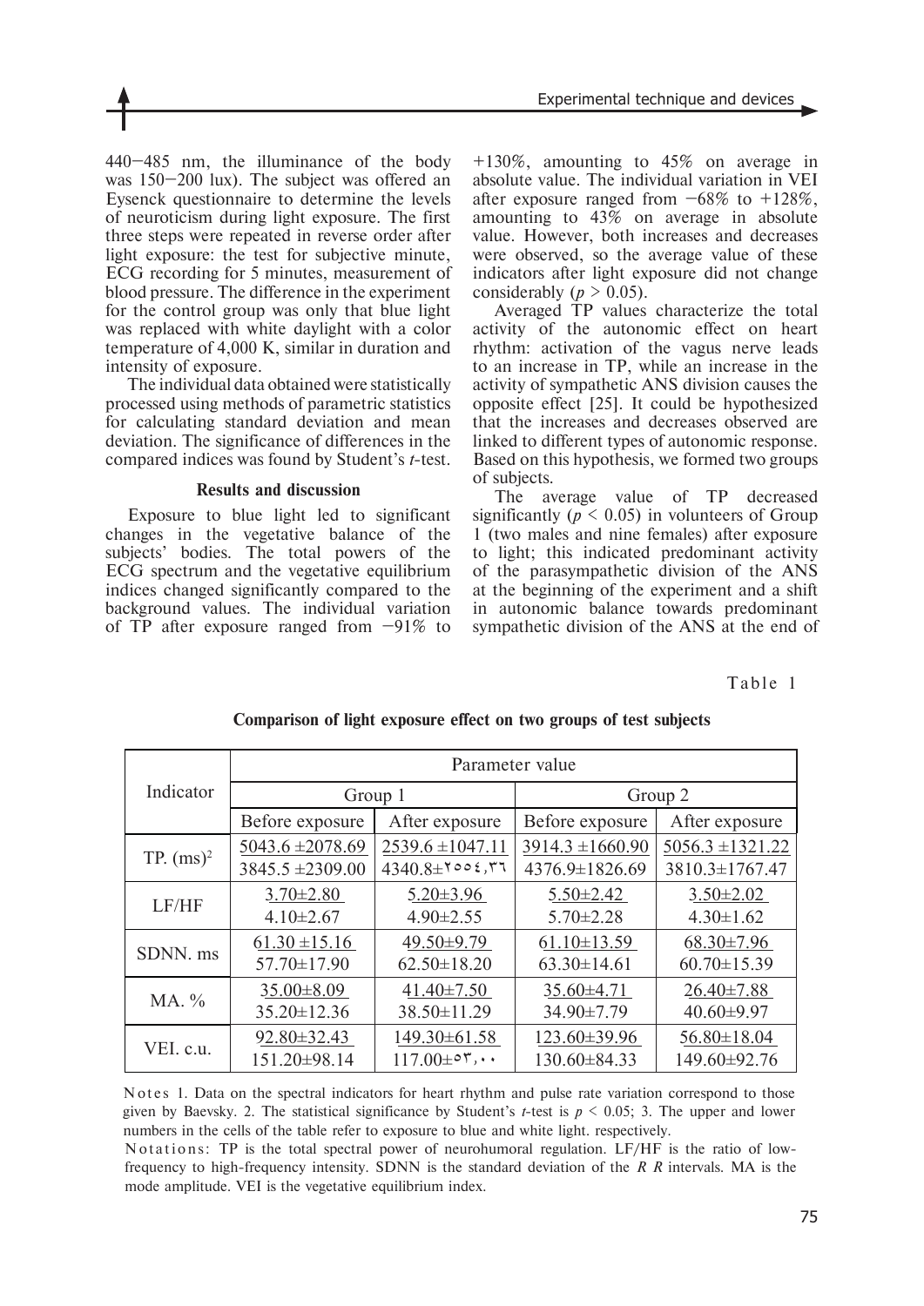440–485 nm, the illuminance of the body was 150–200 lux). The subject was offered an Eysenck questionnaire to determine the levels of neuroticism during light exposure. The first three steps were repeated in reverse order after light exposure: the test for subjective minute, ECG recording for 5 minutes, measurement of blood pressure. The difference in the experiment for the control group was only that blue light was replaced with white daylight with a color temperature of 4,000 K, similar in duration and intensity of exposure.

The individual data obtained were statistically processed using methods of parametric statistics for calculating standard deviation and mean deviation. The significance of differences in the compared indices was found by Student's *t*-test.

### Results and discussion

Exposure to blue light led to significant changes in the vegetative balance of the subjects' bodies. The total powers of the ECG spectrum and the vegetative equilibrium indices changed significantly compared to the background values. The individual variation of TP after exposure ranged from −91% to +130%, amounting to 45% on average in absolute value. The individual variation in VEI after exposure ranged from −68% to +128%, amounting to 43% on average in absolute value. However, both increases and decreases were observed, so the average value of these indicators after light exposure did not change considerably ($p > 0.05$).

Averaged TP values characterize the total activity of the autonomic effect on heart rhythm: activation of the vagus nerve leads to an increase in TP, while an increase in the activity of sympathetic ANS division causes the opposite effect [25]. It could be hypothesized that the increases and decreases observed are linked to different types of autonomic response. Based on this hypothesis, we formed two groups of subjects.

The average value of TP decreased significantly ($p < 0.05$) in volunteers of Group 1 (two males and nine females) after exposure to light; this indicated predominant activity of the parasympathetic division of the ANS at the beginning of the experiment and a shift in autonomic balance towards predominant sympathetic division of the ANS at the end of

Table 1

**Comparison of light exposure effect on two groups of test subjects**

| Indicator | Parameter value | | | |
|---|---|---|---|---|
| | Group 1 | | Group 2 | |
| | Before exposure | After exposure | Before exposure | After exposure |
| TP. (ms)$^2$ | 5043.6 ±2078.69<br>3845.5 ±2309.00 | 2539.6 ±1047.11<br>4340.8±٢٥٥٤,٣٦ | 3914.3 ±1660.90<br>4376.9±1826.69 | 5056.3 ±1321.22<br>3810.3±1767.47 |
| LF/HF | 3.70±2.80<br>4.10±2.67 | 5.20±3.96<br>4.90±2.55 | 5.50±2.42<br>5.70±2.28 | 3.50±2.02<br>4.30±1.62 |
| SDNN. ms | 61.30 ±15.16<br>57.70±17.90 | 49.50±9.79<br>62.50±18.20 | 61.10±13.59<br>63.30±14.61 | 68.30±7.96<br>60.70±15.39 |
| MA. % | 35.00±8.09<br>35.20±12.36 | 41.40±7.50<br>38.50±11.29 | 35.60±4.71<br>34.90±7.79 | 26.40±7.88<br>40.60±9.97 |
| VEI. c.u. | 92.80±32.43<br>151.20±98.14 | 149.30±61.58<br>117.00±٥٣,٠٠ | 123.60±39.96<br>130.60±84.33 | 56.80±18.04<br>149.60±92.76 |

Notes 1. Data on the spectral indicators for heart rhythm and pulse rate variation correspond to those given by Baevsky. 2. The statistical significance by Student's *t*-test is $p < 0.05$; 3. The upper and lower numbers in the cells of the table refer to exposure to blue and white light. respectively.

Notations: TP is the total spectral power of neurohumoral regulation. LF/HF is the ratio of low-frequency to high-frequency intensity. SDNN is the standard deviation of the *R R* intervals. MA is the mode amplitude. VEI is the vegetative equilibrium index.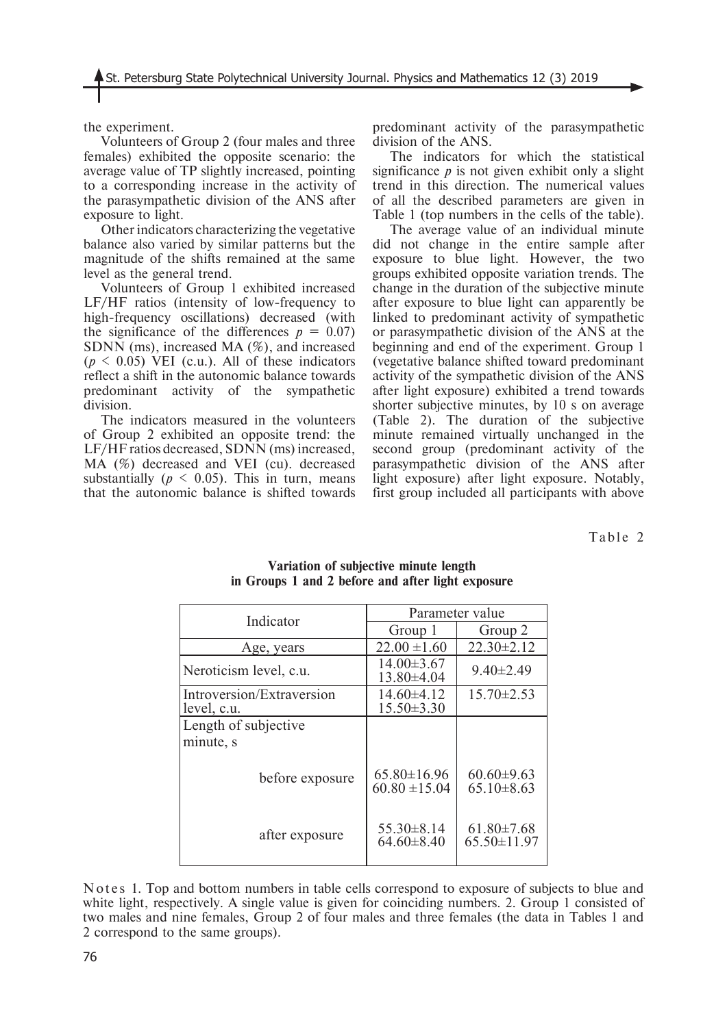the experiment.

Volunteers of Group 2 (four males and three females) exhibited the opposite scenario: the average value of TP slightly increased, pointing to a corresponding increase in the activity of the parasympathetic division of the ANS after exposure to light.

Other indicators characterizing the vegetative balance also varied by similar patterns but the magnitude of the shifts remained at the same level as the general trend.

Volunteers of Group 1 exhibited increased LF/HF ratios (intensity of low-frequency to high-frequency oscillations) decreased (with the significance of the differences $p = 0.07$) SDNN (ms), increased MA (%), and increased ($p < 0.05$) VEI (c.u.). All of these indicators reflect a shift in the autonomic balance towards predominant activity of the sympathetic division.

The indicators measured in the volunteers of Group 2 exhibited an opposite trend: the LF/HF ratios decreased, SDNN (ms) increased, MA (%) decreased and VEI (cu). decreased substantially ($p < 0.05$). This in turn, means that the autonomic balance is shifted towards predominant activity of the parasympathetic division of the ANS.

The indicators for which the statistical significance $p$ is not given exhibit only a slight trend in this direction. The numerical values of all the described parameters are given in Table 1 (top numbers in the cells of the table).

The average value of an individual minute did not change in the entire sample after exposure to blue light. However, the two groups exhibited opposite variation trends. The change in the duration of the subjective minute after exposure to blue light can apparently be linked to predominant activity of sympathetic or parasympathetic division of the ANS at the beginning and end of the experiment. Group 1 (vegetative balance shifted toward predominant activity of the sympathetic division of the ANS after light exposure) exhibited a trend towards shorter subjective minutes, by 10 s on average (Table 2). The duration of the subjective minute remained virtually unchanged in the second group (predominant activity of the parasympathetic division of the ANS after light exposure) after light exposure. Notably, first group included all participants with above

Table 2

**Variation of subjective minute length in Groups 1 and 2 before and after light exposure**

| Indicator | Parameter value | |
|---|---|---|
| | Group 1 | Group 2 |
| Age, years | 22.00 ±1.60 | 22.30±2.12 |
| Neroticism level, c.u. | 14.00±3.67<br>13.80±4.04 | 9.40±2.49 |
| Introversion/Extraversion level, c.u. | 14.60±4.12<br>15.50±3.30 | 15.70±2.53 |
| Length of subjective minute, s | | |
| before exposure | 65.80±16.96<br>60.80 ±15.04 | 60.60±9.63<br>65.10±8.63 |
| after exposure | 55.30±8.14<br>64.60±8.40 | 61.80±7.68<br>65.50±11.97 |

Notes 1. Top and bottom numbers in table cells correspond to exposure of subjects to blue and white light, respectively. A single value is given for coinciding numbers. 2. Group 1 consisted of two males and nine females, Group 2 of four males and three females (the data in Tables 1 and 2 correspond to the same groups).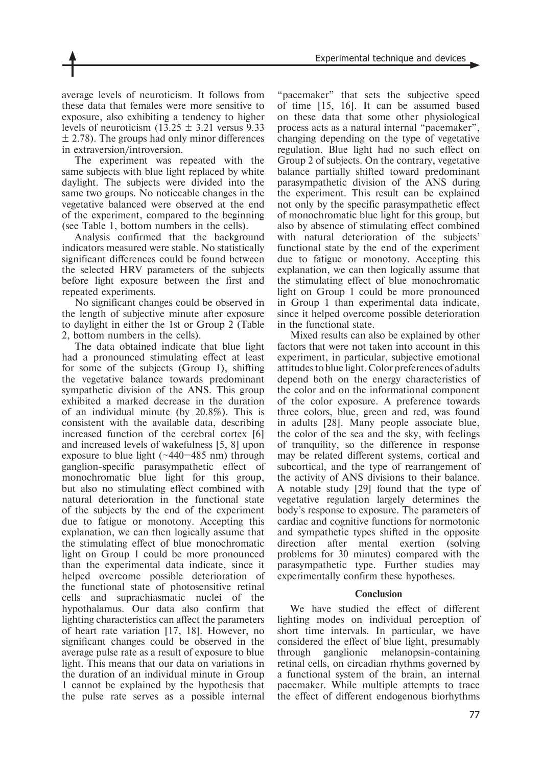average levels of neuroticism. It follows from these data that females were more sensitive to exposure, also exhibiting a tendency to higher levels of neuroticism (13.25 ± 3.21 versus 9.33 ± 2.78). The groups had only minor differences in extraversion/introversion.

The experiment was repeated with the same subjects with blue light replaced by white daylight. The subjects were divided into the same two groups. No noticeable changes in the vegetative balanced were observed at the end of the experiment, compared to the beginning (see Table 1, bottom numbers in the cells).

Analysis confirmed that the background indicators measured were stable. No statistically significant differences could be found between the selected HRV parameters of the subjects before light exposure between the first and repeated experiments.

No significant changes could be observed in the length of subjective minute after exposure to daylight in either the 1st or Group 2 (Table 2, bottom numbers in the cells).

The data obtained indicate that blue light had a pronounced stimulating effect at least for some of the subjects (Group 1), shifting the vegetative balance towards predominant sympathetic division of the ANS. This group exhibited a marked decrease in the duration of an individual minute (by 20.8%). This is consistent with the available data, describing increased function of the cerebral cortex [6] and increased levels of wakefulness [5, 8] upon exposure to blue light (~440–485 nm) through ganglion-specific parasympathetic effect of monochromatic blue light for this group, but also no stimulating effect combined with natural deterioration in the functional state of the subjects by the end of the experiment due to fatigue or monotony. Accepting this explanation, we can then logically assume that the stimulating effect of blue monochromatic light on Group 1 could be more pronounced than the experimental data indicate, since it helped overcome possible deterioration of the functional state of photosensitive retinal cells and suprachiasmatic nuclei of the hypothalamus. Our data also confirm that lighting characteristics can affect the parameters of heart rate variation [17, 18]. However, no significant changes could be observed in the average pulse rate as a result of exposure to blue light. This means that our data on variations in the duration of an individual minute in Group 1 cannot be explained by the hypothesis that the pulse rate serves as a possible internal "pacemaker" that sets the subjective speed of time [15, 16]. It can be assumed based on these data that some other physiological process acts as a natural internal "pacemaker", changing depending on the type of vegetative regulation. Blue light had no such effect on Group 2 of subjects. On the contrary, vegetative balance partially shifted toward predominant parasympathetic division of the ANS during the experiment. This result can be explained not only by the specific parasympathetic effect of monochromatic blue light for this group, but also by absence of stimulating effect combined with natural deterioration of the subjects' functional state by the end of the experiment due to fatigue or monotony. Accepting this explanation, we can then logically assume that the stimulating effect of blue monochromatic light on Group 1 could be more pronounced in Group 1 than experimental data indicate, since it helped overcome possible deterioration in the functional state.

Mixed results can also be explained by other factors that were not taken into account in this experiment, in particular, subjective emotional attitudes to blue light. Color preferences of adults depend both on the energy characteristics of the color and on the informational component of the color exposure. A preference towards three colors, blue, green and red, was found in adults [28]. Many people associate blue, the color of the sea and the sky, with feelings of tranquility, so the difference in response may be related different systems, cortical and subcortical, and the type of rearrangement of the activity of ANS divisions to their balance. A notable study [29] found that the type of vegetative regulation largely determines the body's response to exposure. The parameters of cardiac and cognitive functions for normotonic and sympathetic types shifted in the opposite direction after mental exertion (solving problems for 30 minutes) compared with the parasympathetic type. Further studies may experimentally confirm these hypotheses.

## Conclusion

We have studied the effect of different lighting modes on individual perception of short time intervals. In particular, we have considered the effect of blue light, presumably through ganglionic melanopsin-containing retinal cells, on circadian rhythms governed by a functional system of the brain, an internal pacemaker. While multiple attempts to trace the effect of different endogenous biorhythms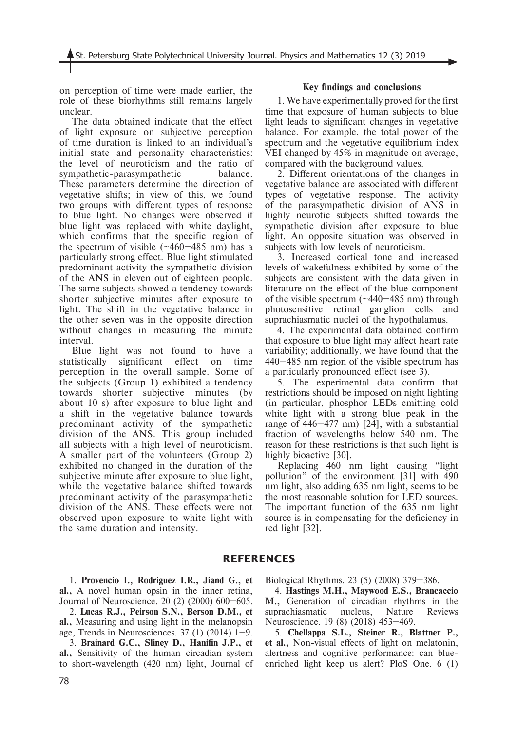on perception of time were made earlier, the role of these biorhythms still remains largely unclear.

The data obtained indicate that the effect of light exposure on subjective perception of time duration is linked to an individual's initial state and personality characteristics: the level of neuroticism and the ratio of sympathetic-parasympathetic balance. These parameters determine the direction of vegetative shifts; in view of this, we found two groups with different types of response to blue light. No changes were observed if blue light was replaced with white daylight, which confirms that the specific region of the spectrum of visible (~460–485 nm) has a particularly strong effect. Blue light stimulated predominant activity the sympathetic division of the ANS in eleven out of eighteen people. The same subjects showed a tendency towards shorter subjective minutes after exposure to light. The shift in the vegetative balance in the other seven was in the opposite direction without changes in measuring the minute interval.

Blue light was not found to have a statistically significant effect on time perception in the overall sample. Some of the subjects (Group 1) exhibited a tendency towards shorter subjective minutes (by about 10 s) after exposure to blue light and a shift in the vegetative balance towards predominant activity of the sympathetic division of the ANS. This group included all subjects with a high level of neuroticism. A smaller part of the volunteers (Group 2) exhibited no changed in the duration of the subjective minute after exposure to blue light, while the vegetative balance shifted towards predominant activity of the parasympathetic division of the ANS. These effects were not observed upon exposure to white light with the same duration and intensity.

### Key findings and conclusions

1. We have experimentally proved for the first time that exposure of human subjects to blue light leads to significant changes in vegetative balance. For example, the total power of the spectrum and the vegetative equilibrium index VEI changed by 45% in magnitude on average, compared with the background values.

2. Different orientations of the changes in vegetative balance are associated with different types of vegetative response. The activity of the parasympathetic division of ANS in highly neurotic subjects shifted towards the sympathetic division after exposure to blue light. An opposite situation was observed in subjects with low levels of neuroticism.

3. Increased cortical tone and increased levels of wakefulness exhibited by some of the subjects are consistent with the data given in literature on the effect of the blue component of the visible spectrum (~440–485 nm) through photosensitive retinal ganglion cells and suprachiasmatic nuclei of the hypothalamus.

4. The experimental data obtained confirm that exposure to blue light may affect heart rate variability; additionally, we have found that the 440–485 nm region of the visible spectrum has a particularly pronounced effect (see 3).

5. The experimental data confirm that restrictions should be imposed on night lighting (in particular, phosphor LEDs emitting cold white light with a strong blue peak in the range of 446–477 nm) [24], with a substantial fraction of wavelengths below 540 nm. The reason for these restrictions is that such light is highly bioactive [30].

Replacing 460 nm light causing "light pollution" of the environment [31] with 490 nm light, also adding 635 nm light, seems to be the most reasonable solution for LED sources. The important function of the 635 nm light source is in compensating for the deficiency in red light [32].

## REFERENCES

1. **Provencio I., Rodriguez I.R., Jiand G., et al.,** A novel human opsin in the inner retina, Journal of Neuroscience. 20 (2) (2000) 600–605.

2. **Lucas R.J., Peirson S.N., Berson D.M., et al.,** Measuring and using light in the melanopsin age, Trends in Neurosciences. 37 (1) (2014) 1–9.

3. **Brainard G.C., Sliney D., Hanifin J.P., et al.,** Sensitivity of the human circadian system to short-wavelength (420 nm) light, Journal of Biological Rhythms. 23 (5) (2008) 379–386.

4. **Hastings M.H., Maywood E.S., Brancaccio M.,** Generation of circadian rhythms in the suprachiasmatic nucleus, Nature Reviews Neuroscience. 19 (8) (2018) 453–469.

5. **Chellappa S.L., Steiner R., Blattner P., et al.,** Non-visual effects of light on melatonin, alertness and cognitive performance: can blue-enriched light keep us alert? PloS One. 6 (1)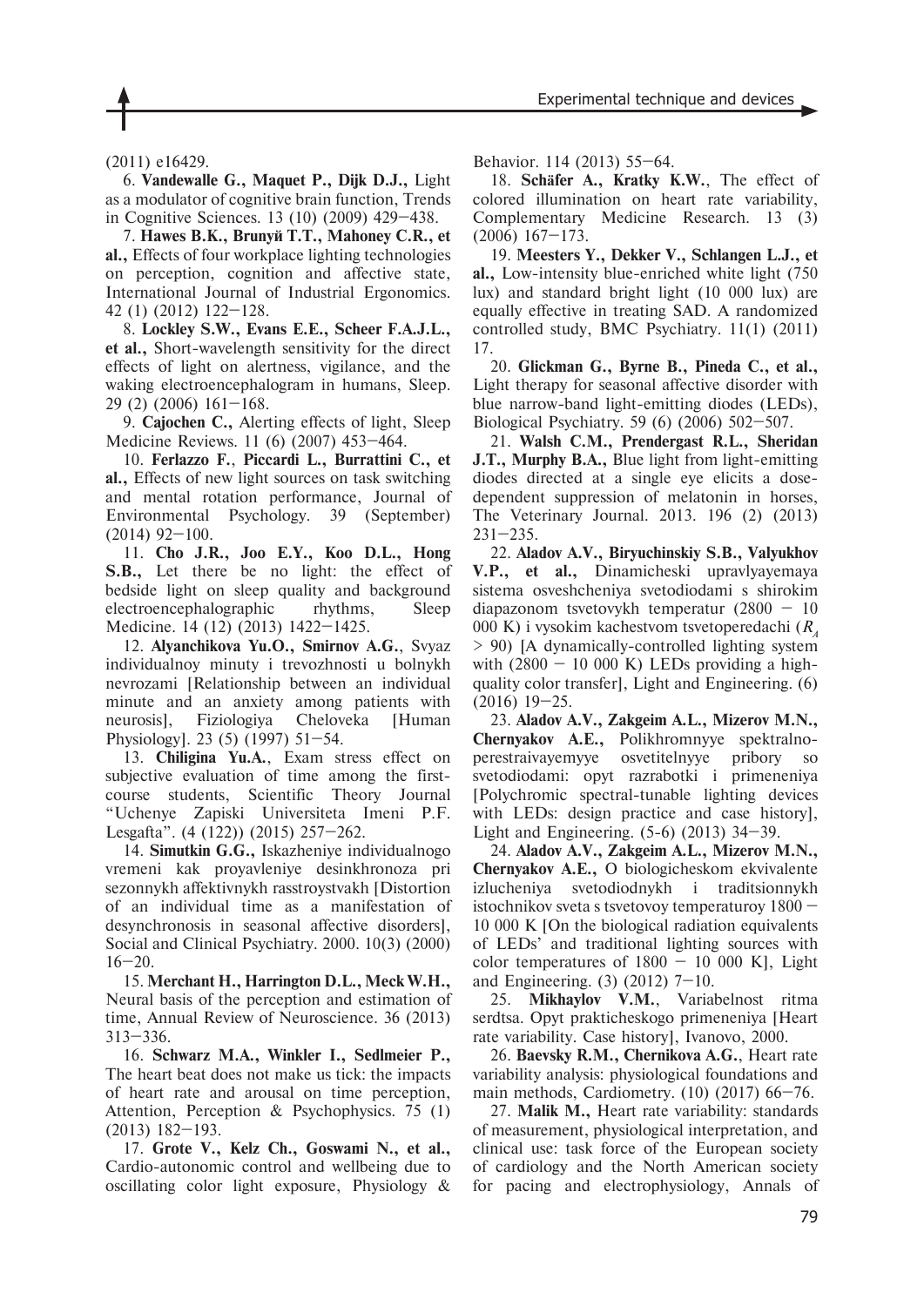(2011) e16429.

6. **Vandewalle G., Maquet P., Dijk D.J.,** Light as a modulator of cognitive brain function, Trends in Cognitive Sciences. 13 (10) (2009) 429–438.

7. **Hawes B.K., Brunyй T.T., Mahoney C.R., et al.,** Effects of four workplace lighting technologies on perception, cognition and affective state, International Journal of Industrial Ergonomics. 42 (1) (2012) 122–128.

8. **Lockley S.W., Evans E.E., Scheer F.A.J.L., et al.,** Short-wavelength sensitivity for the direct effects of light on alertness, vigilance, and the waking electroencephalogram in humans, Sleep. 29 (2) (2006) 161–168.

9. **Cajochen C.,** Alerting effects of light, Sleep Medicine Reviews. 11 (6) (2007) 453–464.

10. **Ferlazzo F., Piccardi L., Burrattini C., et al.,** Effects of new light sources on task switching and mental rotation performance, Journal of Environmental Psychology. 39 (September) (2014) 92–100.

11. **Cho J.R., Joo E.Y., Koo D.L., Hong S.B.,** Let there be no light: the effect of bedside light on sleep quality and background electroencephalographic rhythms, Sleep Medicine. 14 (12) (2013) 1422–1425.

12. **Alyanchikova Yu.O., Smirnov A.G.**, Svyaz individualnoy minuty i trevozhnosti u bolnykh nevrozami [Relationship between an individual minute and an anxiety among patients with neurosis], Fiziologiya Cheloveka [Human Physiology]. 23 (5) (1997) 51–54.

13. **Chiligina Yu.A.**, Exam stress effect on subjective evaluation of time among the first-course students, Scientific Theory Journal "Uchenye Zapiski Universiteta Imeni P.F. Lesgafta". (4 (122)) (2015) 257–262.

14. **Simutkin G.G.,** Iskazheniye individualnogo vremeni kak proyavleniye desinkhronoza pri sezonnykh affektivnykh rasstroystvakh [Distortion of an individual time as a manifestation of desynchronosis in seasonal affective disorders], Social and Clinical Psychiatry. 2000. 10(3) (2000) 16–20.

15. **Merchant H., Harrington D.L., Meck W.H.,** Neural basis of the perception and estimation of time, Annual Review of Neuroscience. 36 (2013) 313–336.

16. **Schwarz M.A., Winkler I., Sedlmeier P.,** The heart beat does not make us tick: the impacts of heart rate and arousal on time perception, Attention, Perception & Psychophysics. 75 (1) (2013) 182–193.

17. **Grote V., Kelz Ch., Goswami N., et al.,** Cardio-autonomic control and wellbeing due to oscillating color light exposure, Physiology & Behavior. 114 (2013) 55–64.

18. **Schäfer A., Kratky K.W.**, The effect of colored illumination on heart rate variability, Complementary Medicine Research. 13 (3) (2006) 167–173.

19. **Meesters Y., Dekker V., Schlangen L.J., et al.,** Low-intensity blue-enriched white light (750 lux) and standard bright light (10 000 lux) are equally effective in treating SAD. A randomized controlled study, BMC Psychiatry. 11(1) (2011) 17.

20. **Glickman G., Byrne B., Pineda C., et al.,** Light therapy for seasonal affective disorder with blue narrow-band light-emitting diodes (LEDs), Biological Psychiatry. 59 (6) (2006) 502–507.

21. **Walsh C.M., Prendergast R.L., Sheridan J.T., Murphy B.A.,** Blue light from light-emitting diodes directed at a single eye elicits a dose-dependent suppression of melatonin in horses, The Veterinary Journal. 2013. 196 (2) (2013) 231–235.

22. **Aladov A.V., Biryuchinskiy S.B., Valyukhov V.P., et al.,** Dinamicheski upravlyayemaya sistema osveshcheniya svetodiodami s shirokim diapazonom tsvetovykh temperatur (2800 – 10 000 K) i vysokim kachestvom tsvetoperedachi ($R_A$ > 90) [A dynamically-controlled lighting system with (2800 – 10 000 K) LEDs providing a high-quality color transfer], Light and Engineering. (6) (2016) 19–25.

23. **Aladov A.V., Zakgeim A.L., Mizerov M.N., Chernyakov A.E.,** Polikhromnyye spektralno-perestraivayemyye osvetitelnyye pribory so svetodiodami: opyt razrabotki i primeneniya [Polychromic spectral-tunable lighting devices with LEDs: design practice and case history], Light and Engineering. (5-6) (2013) 34–39.

24. **Aladov A.V., Zakgeim A.L., Mizerov M.N., Chernyakov A.E.,** O biologicheskom ekvivalente izlucheniya svetodiodnykh i traditsionnykh istochnikov sveta s tsvetovoy temperaturoy 1800 – 10 000 K [On the biological radiation equivalents of LEDs' and traditional lighting sources with color temperatures of 1800 – 10 000 K], Light and Engineering. (3) (2012) 7–10.

25. **Mikhaylov V.M.**, Variabelnost ritma serdtsa. Opyt prakticheskogo primeneniya [Heart rate variability. Case history], Ivanovo, 2000.

26. **Baevsky R.M., Chernikova A.G.**, Heart rate variability analysis: physiological foundations and main methods, Cardiometry. (10) (2017) 66–76.

27. **Malik M.,** Heart rate variability: standards of measurement, physiological interpretation, and clinical use: task force of the European society of cardiology and the North American society for pacing and electrophysiology, Annals of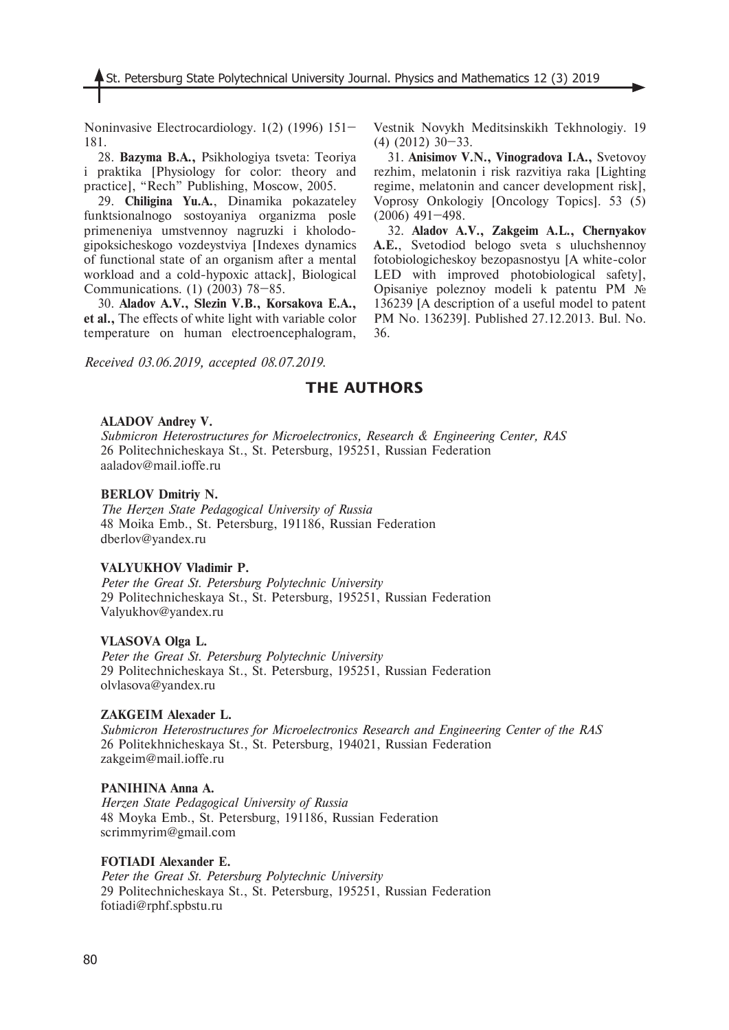Noninvasive Electrocardiology. 1(2) (1996) 151–181.

28. **Bazyma B.A.,** Psikhologiya tsveta: Teoriya i praktika [Physiology for color: theory and practice], "Rech" Publishing, Moscow, 2005.

29. **Chiligina Yu.A.**, Dinamika pokazateley funktsionalnogo sostoyaniya organizma posle primeneniya umstvennoy nagruzki i kholodo-gipoksicheskogo vozdeystviya [Indexes dynamics of functional state of an organism after a mental workload and a cold-hypoxic attack], Biological Communications. (1) (2003) 78–85.

30. **Aladov A.V., Slezin V.B., Korsakova E.A., et al.,** The effects of white light with variable color temperature on human electroencephalogram, Vestnik Novykh Meditsinskikh Tekhnologiy. 19 (4) (2012) 30–33.

31. **Anisimov V.N., Vinogradova I.A.,** Svetovoy rezhim, melatonin i risk razvitiya raka [Lighting regime, melatonin and cancer development risk], Voprosy Onkologiy [Oncology Topics]. 53 (5) (2006) 491–498.

32. **Aladov A.V., Zakgeim A.L., Chernyakov A.E.**, Svetodiod belogo sveta s uluchshennoy fotobiologicheskoy bezopasnostyu [A white-color LED with improved photobiological safety], Opisaniye poleznoy modeli k patentu PM № 136239 [A description of a useful model to patent PM No. 136239]. Published 27.12.2013. Bul. No. 36.

*Received 03.06.2019, accepted 08.07.2019.*

## THE AUTHORS

**ALADOV Andrey V.**
*Submicron Heterostructures for Microelectronics, Research & Engineering Center, RAS*
26 Politechnicheskaya St., St. Petersburg, 195251, Russian Federation
aaladov@mail.ioffe.ru

**BERLOV Dmitriy N.**
*The Herzen State Pedagogical University of Russia*
48 Moika Emb., St. Petersburg, 191186, Russian Federation
dberlov@yandex.ru

**VALYUKHOV Vladimir P.**
*Peter the Great St. Petersburg Polytechnic University*
29 Politechnicheskaya St., St. Petersburg, 195251, Russian Federation
Valyukhov@yandex.ru

**VLASOVA Olga L.**
*Peter the Great St. Petersburg Polytechnic University*
29 Politechnicheskaya St., St. Petersburg, 195251, Russian Federation
olvlasova@yandex.ru

**ZAKGEIM Alexander L.**
*Submicron Heterostructures for Microelectronics Research and Engineering Center of the RAS*
26 Politekhnicheskaya St., St. Petersburg, 194021, Russian Federation
zakgeim@mail.ioffe.ru

**PANIHINA Anna A.**
*Herzen State Pedagogical University of Russia*
48 Moyka Emb., St. Petersburg, 191186, Russian Federation
scrimmyrim@gmail.com

**FOTIADI Alexander E.**
*Peter the Great St. Petersburg Polytechnic University*
29 Politechnicheskaya St., St. Petersburg, 195251, Russian Federation
fotiadi@rphf.spbstu.ru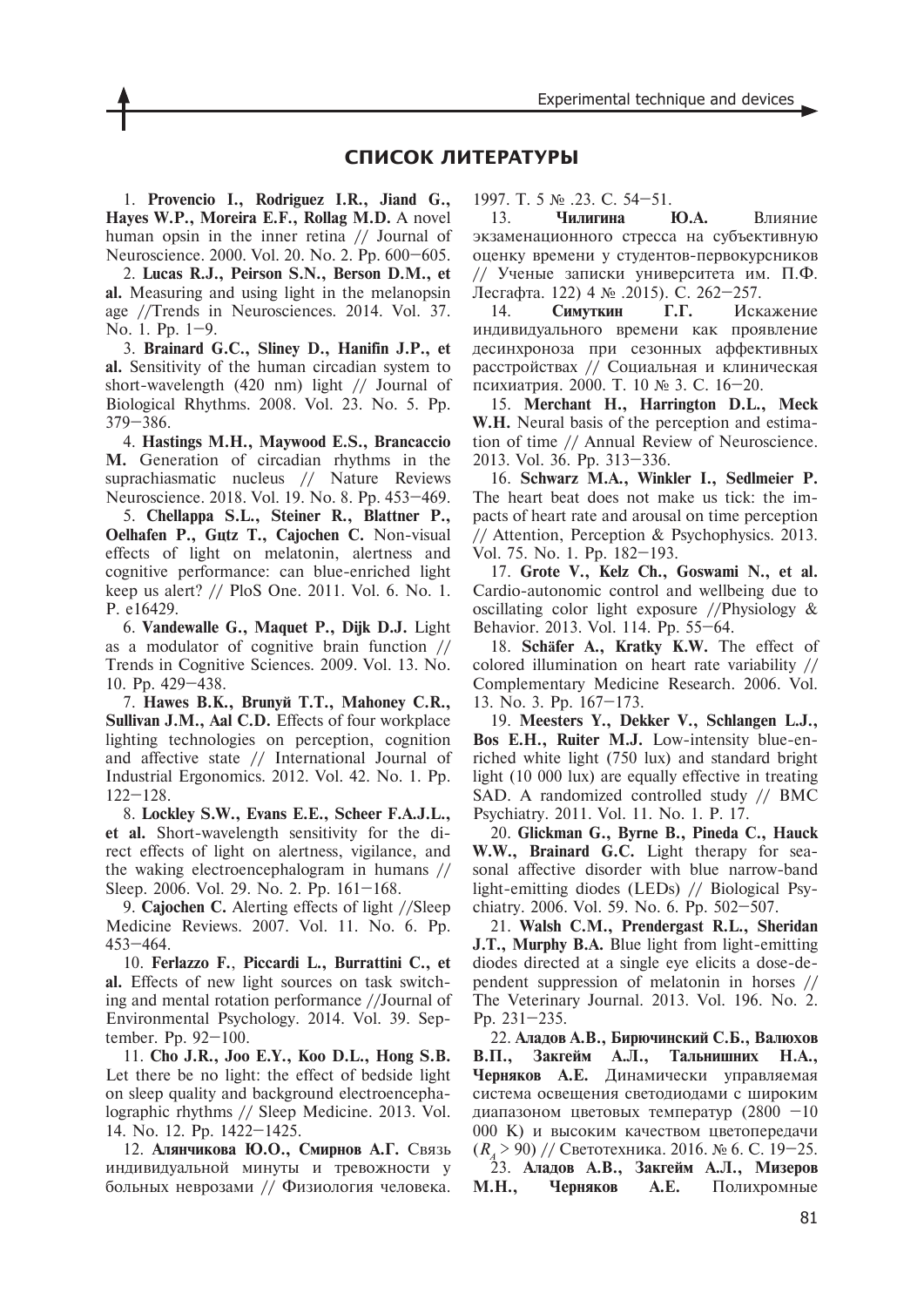## СПИСОК ЛИТЕРАТУРЫ

1. **Provencio I., Rodriguez I.R., Jiand G., Hayes W.P., Moreira E.F., Rollag M.D.** A novel human opsin in the inner retina // Journal of Neuroscience. 2000. Vol. 20. No. 2. Pp. 600–605.

2. **Lucas R.J., Peirson S.N., Berson D.M., et al.** Measuring and using light in the melanopsin age //Trends in Neurosciences. 2014. Vol. 37. No. 1. Pp. 1–9.

3. **Brainard G.C., Sliney D., Hanifin J.P., et al.** Sensitivity of the human circadian system to short-wavelength (420 nm) light // Journal of Biological Rhythms. 2008. Vol. 23. No. 5. Pp. 379–386.

4. **Hastings M.H., Maywood E.S., Brancaccio M.** Generation of circadian rhythms in the suprachiasmatic nucleus // Nature Reviews Neuroscience. 2018. Vol. 19. No. 8. Pp. 453–469.

5. **Chellappa S.L., Steiner R., Blattner P., Oelhafen P., Gutz T., Cajochen C.** Non-visual effects of light on melatonin, alertness and cognitive performance: can blue-enriched light keep us alert? // PloS One. 2011. Vol. 6. No. 1. P. e16429.

6. **Vandewalle G., Maquet P., Dijk D.J.** Light as a modulator of cognitive brain function // Trends in Cognitive Sciences. 2009. Vol. 13. No. 10. Pp. 429–438.

7. **Hawes B.K., Brunyй T.T., Mahoney C.R., Sullivan J.M., Aal C.D.** Effects of four workplace lighting technologies on perception, cognition and affective state // International Journal of Industrial Ergonomics. 2012. Vol. 42. No. 1. Pp. 122–128.

8. **Lockley S.W., Evans E.E., Scheer F.A.J.L., et al.** Short-wavelength sensitivity for the direct effects of light on alertness, vigilance, and the waking electroencephalogram in humans // Sleep. 2006. Vol. 29. No. 2. Pp. 161–168.

9. **Cajochen C.** Alerting effects of light //Sleep Medicine Reviews. 2007. Vol. 11. No. 6. Pp. 453–464.

10. **Ferlazzo F.**, **Piccardi L., Burrattini C., et al.** Effects of new light sources on task switching and mental rotation performance //Journal of Environmental Psychology. 2014. Vol. 39. September. Pp. 92–100.

11. **Cho J.R., Joo E.Y., Koo D.L., Hong S.B.** Let there be no light: the effect of bedside light on sleep quality and background electroencephalographic rhythms // Sleep Medicine. 2013. Vol. 14. No. 12. Pp. 1422–1425.

12. **Алянчикова Ю.О., Смирнов А.Г.** Связь индивидуальной минуты и тревожности у больных неврозами // Физиология человека. 1997. Т. 5 № .23. С. 54–51.

13. **Чилигина Ю.А.** Влияние экзаменационного стресса на субъективную оценку времени у студентов-первокурсников // Ученые записки университета им. П.Ф. Лесгафта. 122) 4 № .2015). С. 262–257.

14. **Симуткин Г.Г.** Искажение индивидуального времени как проявление десинхроноза при сезонных аффективных расстройствах // Социальная и клиническая психиатрия. 2000. Т. 10 № 3. С. 16–20.

15. **Merchant H., Harrington D.L., Meck W.H.** Neural basis of the perception and estimation of time // Annual Review of Neuroscience. 2013. Vol. 36. Pp. 313–336.

16. **Schwarz M.A., Winkler I., Sedlmeier P.** The heart beat does not make us tick: the impacts of heart rate and arousal on time perception // Attention, Perception & Psychophysics. 2013. Vol. 75. No. 1. Pp. 182–193.

17. **Grote V., Kelz Ch., Goswami N., et al.** Cardio-autonomic control and wellbeing due to oscillating color light exposure //Physiology & Behavior. 2013. Vol. 114. Pp. 55–64.

18. **Schäfer A., Kratky K.W.** The effect of colored illumination on heart rate variability // Complementary Medicine Research. 2006. Vol. 13. No. 3. Pp. 167–173.

19. **Meesters Y., Dekker V., Schlangen L.J., Bos E.H., Ruiter M.J.** Low-intensity blue-enriched white light (750 lux) and standard bright light (10 000 lux) are equally effective in treating SAD. A randomized controlled study // BMC Psychiatry. 2011. Vol. 11. No. 1. P. 17.

20. **Glickman G., Byrne B., Pineda C., Hauck W.W., Brainard G.C.** Light therapy for seasonal affective disorder with blue narrow-band light-emitting diodes (LEDs) // Biological Psychiatry. 2006. Vol. 59. No. 6. Pp. 502–507.

21. **Walsh C.M., Prendergast R.L., Sheridan J.T., Murphy B.A.** Blue light from light-emitting diodes directed at a single eye elicits a dose-dependent suppression of melatonin in horses // The Veterinary Journal. 2013. Vol. 196. No. 2. Pp. 231–235.

22. **Аладов А.В., Бирючинский С.Б., Валюхов В.П., Закгейм А.Л., Тальнишних Н.А., Черняков А.Е.** Динамически управляемая система освещения светодиодами с широким диапазоном цветовых температур (2800 –10 000 K) и высоким качеством цветопередачи ($R_A > 90$) // Светотехника. 2016. № 6. С. 19–25.

23. **Аладов А.В., Закгейм А.Л., Мизеров М.Н., Черняков А.Е.** Полихромные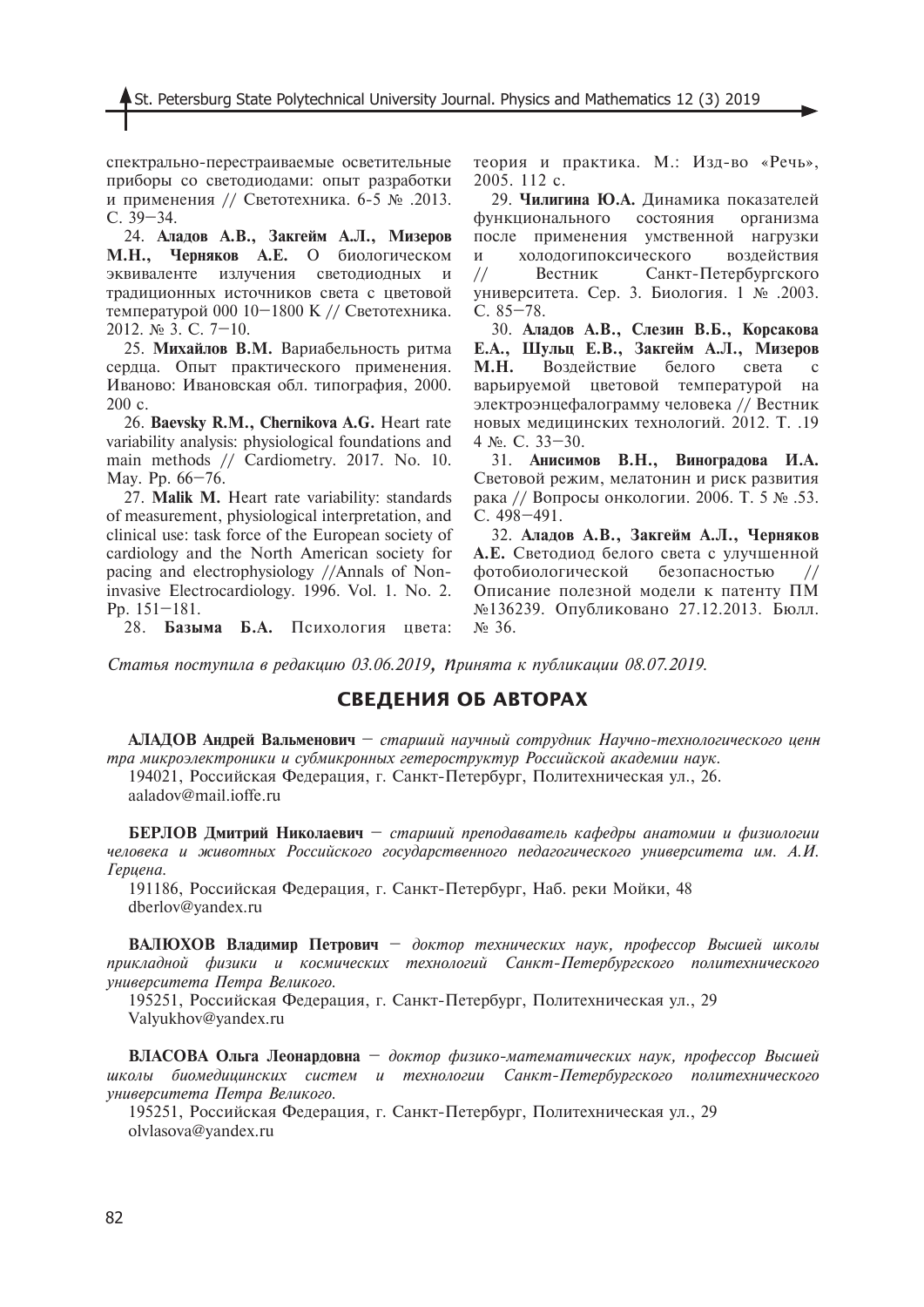спектрально-перестраиваемые осветительные приборы со светодиодами: опыт разработки и применения // Светотехника. 6-5 № .2013. С. 39–34.

24. **Аладов А.В., Закгейм А.Л., Мизеров М.Н., Черняков А.Е.** О биологическом эквиваленте излучения светодиодных и традиционных источников света с цветовой температурой 000 10–1800 K // Светотехника. 2012. № 3. С. 7–10.

25. **Михайлов В.М.** Вариабельность ритма сердца. Опыт практического применения. Иваново: Ивановская обл. типография, 2000. 200 с.

26. **Baevsky R.M., Chernikova A.G.** Heart rate variability analysis: physiological foundations and main methods // Cardiometry. 2017. No. 10. May. Pp. 66–76.

27. **Malik M.** Heart rate variability: standards of measurement, physiological interpretation, and clinical use: task force of the European society of cardiology and the North American society for pacing and electrophysiology //Annals of Non-invasive Electrocardiology. 1996. Vol. 1. No. 2. Pp. 151–181.

28. **Базыма Б.А.** Психология цвета: теория и практика. М.: Изд-во «Речь», 2005. 112 с.

29. **Чилигина Ю.А.** Динамика показателей функционального состояния организма после применения умственной нагрузки и холодогипоксического воздействия // Вестник Санкт-Петербургского университета. Сер. 3. Биология. 1 № .2003. С. 85–78.

30. **Аладов А.В., Слезин В.Б., Корсакова Е.А., Шульц Е.В., Закгейм А.Л., Мизеров М.Н.** Воздействие белого света с варьируемой цветовой температурой на электроэнцефалограмму человека // Вестник новых медицинских технологий. 2012. Т. .19 4 №. С. 33–30.

31. **Анисимов В.Н., Виноградова И.А.** Световой режим, мелатонин и риск развития рака // Вопросы онкологии. 2006. Т. 5 № .53. С. 498–491.

32. **Аладов А.В., Закгейм А.Л., Черняков А.Е.** Светодиод белого света с улучшенной фотобиологической безопасностью // Описание полезной модели к патенту ПМ №136239. Опубликовано 27.12.2013. Бюлл. № 36.

*Статья поступила в редакцию 03.06.2019, принята к публикации 08.07.2019.*

## СВЕДЕНИЯ ОБ АВТОРАХ

**АЛАДОВ Андрей Вальменович** – *старший научный сотрудник Научно-технологического ценнтра микроэлектроники и субмикронных гетероструктур Российской академии наук.*

194021, Российская Федерация, г. Санкт-Петербург, Политехническая ул., 26.
aaladov@mail.ioffe.ru

**БЕРЛОВ Дмитрий Николаевич** – *старший преподаватель кафедры анатомии и физиологии человека и животных Российского государственного педагогического университета им. А.И. Герцена.*

191186, Российская Федерация, г. Санкт-Петербург, Наб. реки Мойки, 48
dberlov@yandex.ru

**ВАЛЮХОВ Владимир Петрович** – *доктор технических наук, профессор Высшей школы прикладной физики и космических технологий Санкт-Петербургского политехнического университета Петра Великого.*

195251, Российская Федерация, г. Санкт-Петербург, Политехническая ул., 29
Valyukhov@yandex.ru

**ВЛАСОВА Ольга Леонардовна** – *доктор физико-математических наук, профессор Высшей школы биомедицинских систем и технологии Санкт-Петербургского политехнического университета Петра Великого.*

195251, Российская Федерация, г. Санкт-Петербург, Политехническая ул., 29
olvlasova@yandex.ru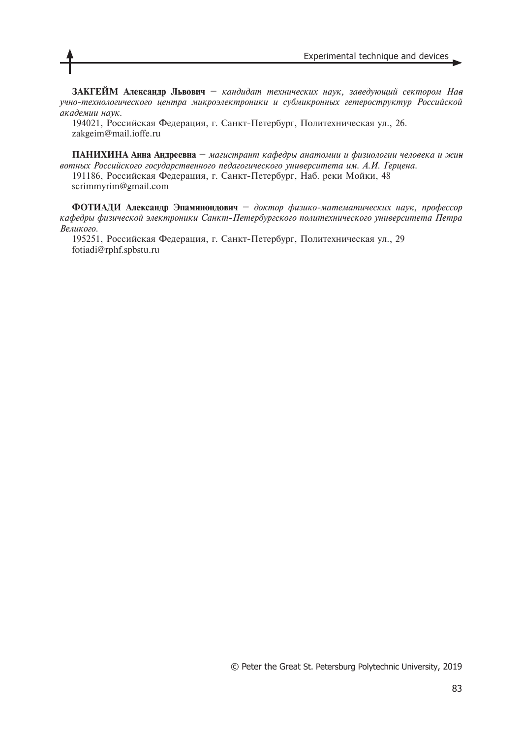**ЗАКГЕЙМ Александр Львович** – *кандидат технических наук, заведующий сектором Научно-технологического центра микроэлектроники и субмикронных гетероструктур Российской академии наук.*

194021, Российская Федерация, г. Санкт-Петербург, Политехническая ул., 26.
zakgeim@mail.ioffe.ru

**ПАНИХИНА Анна Андреевна** – *магистрант кафедры анатомии и физиологии человека и животных Российского государственного педагогического университета им. А.И. Герцена.*

191186, Российская Федерация, г. Санкт-Петербург, Наб. реки Мойки, 48
scrimmyrim@gmail.com

**ФОТИАДИ Александр Эпаминондович** – *доктор физико-математических наук, профессор кафедры физической электроники Санкт-Петербургского политехнического университета Петра Великого.*

195251, Российская Федерация, г. Санкт-Петербург, Политехническая ул., 29
fotiadi@rphf.spbstu.ru

© Peter the Great St. Petersburg Polytechnic University, 2019